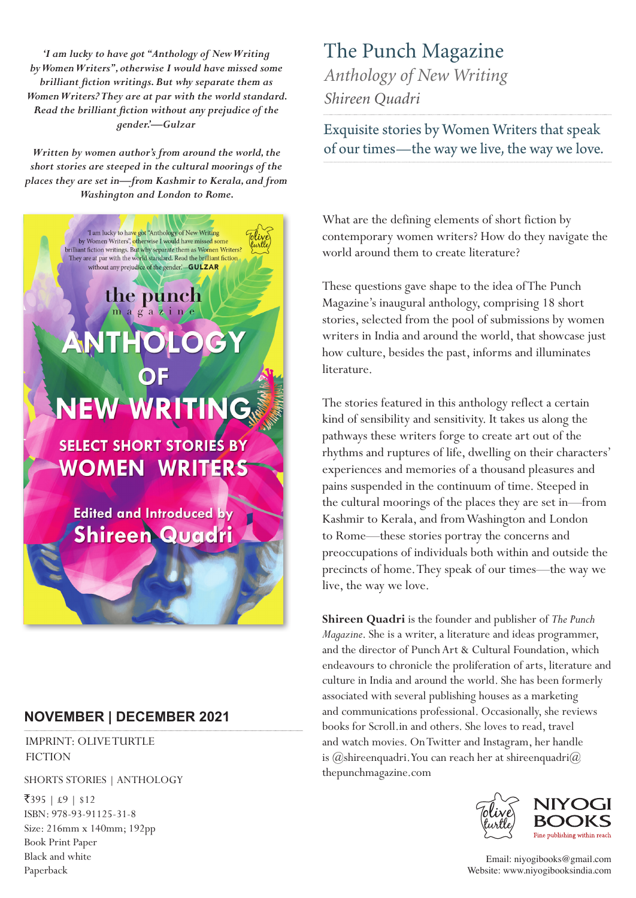*'I am lucky to have got "Anthology of New Writing by Women Writers", otherwise I would have missed some brilliant fiction writings. But why separate them as Women Writers? They are at par with the world standard. Read the brilliant fiction without any prejudice of the gender.'—Gulzar*

*Written by women author's from around the world, the short stories are steeped in the cultural moorings of the places they are set in—from Kashmir to Kerala, and from Washington and London to Rome.*

'I am lucky to have got "Anthology of New Writing by Women Writers", otherwise I would have missed some brilliant fiction writings. But why separate them as Women Writers? They are at par with the world standard. Read the brilliant fiction without any prejudice of the gender.'—GULZAR

the punch magazine

ANTHOLOGY OF NEW WRITING

SELECT SHORT STORIES BY WOMEN WRITERS

Edited and Introduced by Shireen Quadri

## NOVEMBER | DECEMBER 2021

IMPRINT: OLIVE TURTLE
FICTION

SHORTS STORIES | ANTHOLOGY

₹395 | £9 | $12
ISBN: 978-93-91125-31-8
Size: 216mm x 140mm; 192pp
Book Print Paper
Black and white
Paperback

# The Punch Magazine

## *Anthology of New Writing*

### *Shireen Quadri*

Exquisite stories by Women Writers that speak of our times—the way we live, the way we love.

What are the defining elements of short fiction by contemporary women writers? How do they navigate the world around them to create literature?

These questions gave shape to the idea of The Punch Magazine's inaugural anthology, comprising 18 short stories, selected from the pool of submissions by women writers in India and around the world, that showcase just how culture, besides the past, informs and illuminates literature.

The stories featured in this anthology reflect a certain kind of sensibility and sensitivity. It takes us along the pathways these writers forge to create art out of the rhythms and ruptures of life, dwelling on their characters' experiences and memories of a thousand pleasures and pains suspended in the continuum of time. Steeped in the cultural moorings of the places they are set in—from Kashmir to Kerala, and from Washington and London to Rome—these stories portray the concerns and preoccupations of individuals both within and outside the precincts of home. They speak of our times—the way we live, the way we love.

**Shireen Quadri** is the founder and publisher of *The Punch Magazine*. She is a writer, a literature and ideas programmer, and the director of Punch Art & Cultural Foundation, which endeavours to chronicle the proliferation of arts, literature and culture in India and around the world. She has been formerly associated with several publishing houses as a marketing and communications professional. Occasionally, she reviews books for Scroll.in and others. She loves to read, travel and watch movies. On Twitter and Instagram, her handle is @shireenquadri. You can reach her at shireenquadri@thepunchmagazine.com

olive turtle

NIYOGI BOOKS
Fine publishing within reach

Email: niyogibooks@gmail.com
Website: www.niyogibooksindia.com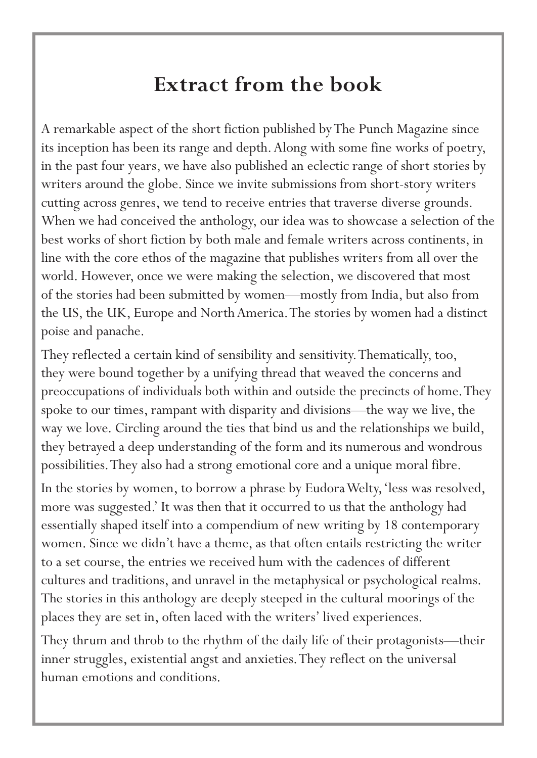# Extract from the book

A remarkable aspect of the short fiction published by The Punch Magazine since its inception has been its range and depth. Along with some fine works of poetry, in the past four years, we have also published an eclectic range of short stories by writers around the globe. Since we invite submissions from short-story writers cutting across genres, we tend to receive entries that traverse diverse grounds. When we had conceived the anthology, our idea was to showcase a selection of the best works of short fiction by both male and female writers across continents, in line with the core ethos of the magazine that publishes writers from all over the world. However, once we were making the selection, we discovered that most of the stories had been submitted by women—mostly from India, but also from the US, the UK, Europe and North America. The stories by women had a distinct poise and panache.

They reflected a certain kind of sensibility and sensitivity. Thematically, too, they were bound together by a unifying thread that weaved the concerns and preoccupations of individuals both within and outside the precincts of home. They spoke to our times, rampant with disparity and divisions—the way we live, the way we love. Circling around the ties that bind us and the relationships we build, they betrayed a deep understanding of the form and its numerous and wondrous possibilities. They also had a strong emotional core and a unique moral fibre.

In the stories by women, to borrow a phrase by Eudora Welty, 'less was resolved, more was suggested.' It was then that it occurred to us that the anthology had essentially shaped itself into a compendium of new writing by 18 contemporary women. Since we didn't have a theme, as that often entails restricting the writer to a set course, the entries we received hum with the cadences of different cultures and traditions, and unravel in the metaphysical or psychological realms. The stories in this anthology are deeply steeped in the cultural moorings of the places they are set in, often laced with the writers' lived experiences.

They thrum and throb to the rhythm of the daily life of their protagonists—their inner struggles, existential angst and anxieties. They reflect on the universal human emotions and conditions.